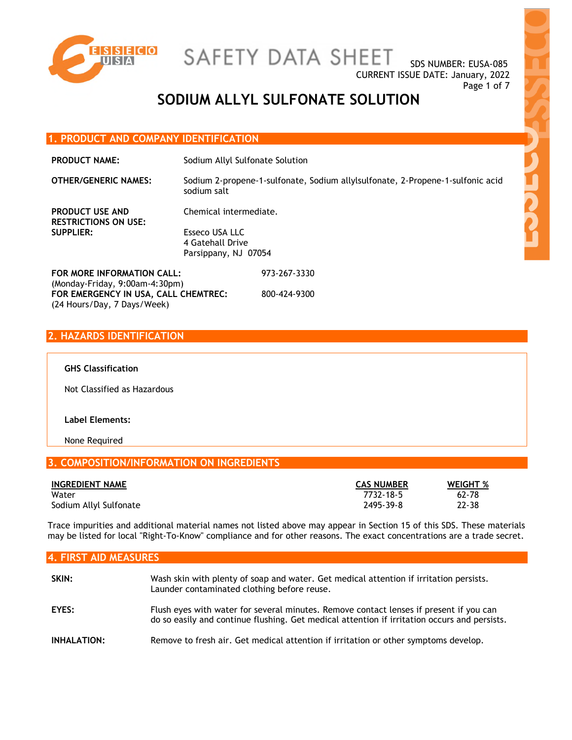# SAFETY DATA SHEET

SDS NUMBER: EUSA-085
CURRENT ISSUE DATE: January, 2022

# SODIUM ALLYL SULFONATE SOLUTION

## 1. PRODUCT AND COMPANY IDENTIFICATION

**PRODUCT NAME:** Sodium Allyl Sulfonate Solution

**OTHER/GENERIC NAMES:** Sodium 2-propene-1-sulfonate, Sodium allylsulfonate, 2-Propene-1-sulfonic acid sodium salt

**PRODUCT USE AND RESTRICTIONS ON USE:** Chemical intermediate.

**SUPPLIER:** Esseco USA LLC
4 Gatehall Drive
Parsippany, NJ 07054

**FOR MORE INFORMATION CALL:** 973-267-3330
(Monday-Friday, 9:00am-4:30pm)

**FOR EMERGENCY IN USA, CALL CHEMTREC:** 800-424-9300
(24 Hours/Day, 7 Days/Week)

## 2. HAZARDS IDENTIFICATION

**GHS Classification**

Not Classified as Hazardous

**Label Elements:**

None Required

## 3. COMPOSITION/INFORMATION ON INGREDIENTS

| INGREDIENT NAME | CAS NUMBER | WEIGHT % |
|---|---|---|
| Water | 7732-18-5 | 62-78 |
| Sodium Allyl Sulfonate | 2495-39-8 | 22-38 |

Trace impurities and additional material names not listed above may appear in Section 15 of this SDS. These materials may be listed for local "Right-To-Know" compliance and for other reasons. The exact concentrations are a trade secret.

## 4. FIRST AID MEASURES

**SKIN:** Wash skin with plenty of soap and water. Get medical attention if irritation persists. Launder contaminated clothing before reuse.

**EYES:** Flush eyes with water for several minutes. Remove contact lenses if present if you can do so easily and continue flushing. Get medical attention if irritation occurs and persists.

**INHALATION:** Remove to fresh air. Get medical attention if irritation or other symptoms develop.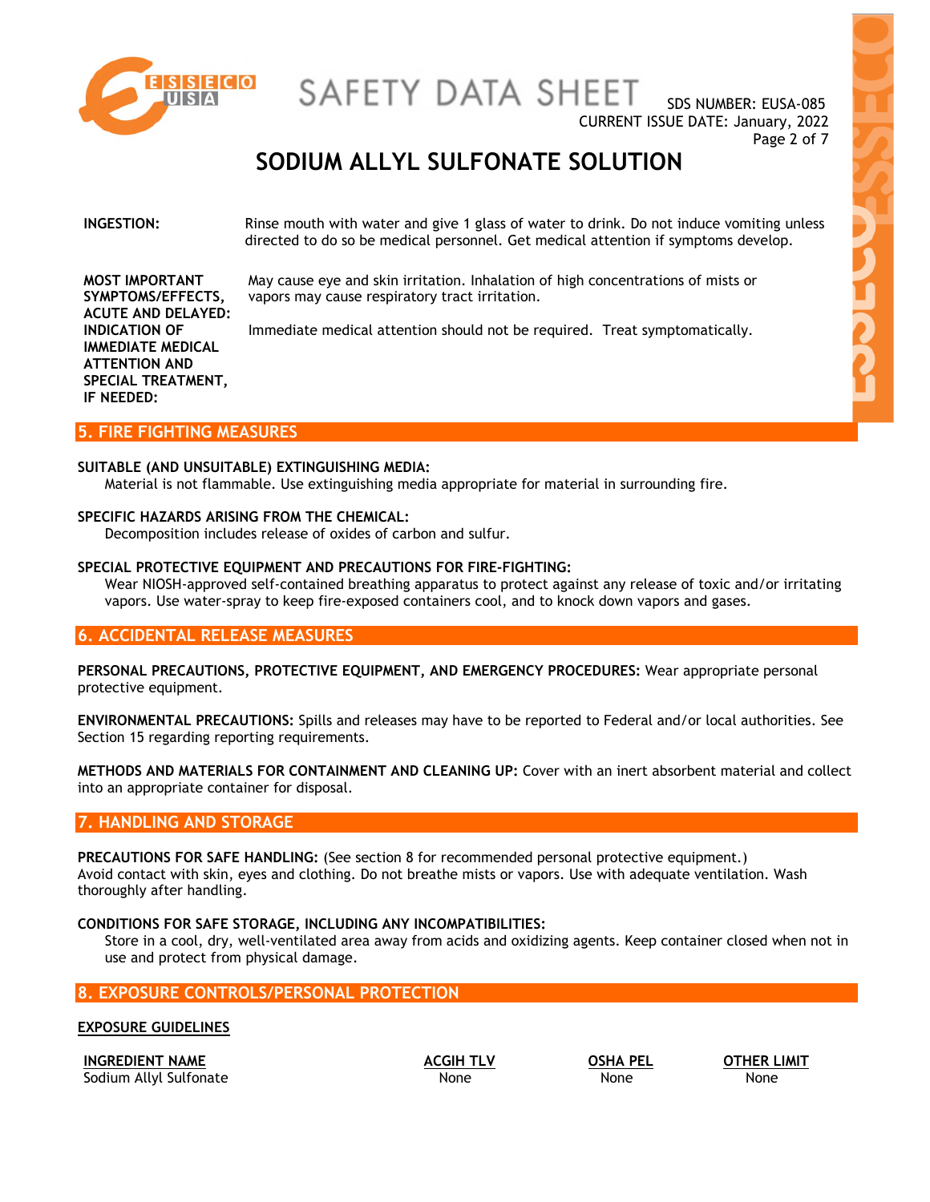**INGESTION:** Rinse mouth with water and give 1 glass of water to drink. Do not induce vomiting unless directed to do so be medical personnel. Get medical attention if symptoms develop.

**MOST IMPORTANT SYMPTOMS/EFFECTS, ACUTE AND DELAYED:** May cause eye and skin irritation. Inhalation of high concentrations of mists or vapors may cause respiratory tract irritation.

**INDICATION OF IMMEDIATE MEDICAL ATTENTION AND SPECIAL TREATMENT, IF NEEDED:** Immediate medical attention should not be required. Treat symptomatically.

## 5. FIRE FIGHTING MEASURES

**SUITABLE (AND UNSUITABLE) EXTINGUISHING MEDIA:**
Material is not flammable. Use extinguishing media appropriate for material in surrounding fire.

**SPECIFIC HAZARDS ARISING FROM THE CHEMICAL:**
Decomposition includes release of oxides of carbon and sulfur.

**SPECIAL PROTECTIVE EQUIPMENT AND PRECAUTIONS FOR FIRE-FIGHTING:**
Wear NIOSH-approved self-contained breathing apparatus to protect against any release of toxic and/or irritating vapors. Use water-spray to keep fire-exposed containers cool, and to knock down vapors and gases.

## 6. ACCIDENTAL RELEASE MEASURES

**PERSONAL PRECAUTIONS, PROTECTIVE EQUIPMENT, AND EMERGENCY PROCEDURES:** Wear appropriate personal protective equipment.

**ENVIRONMENTAL PRECAUTIONS:** Spills and releases may have to be reported to Federal and/or local authorities. See Section 15 regarding reporting requirements.

**METHODS AND MATERIALS FOR CONTAINMENT AND CLEANING UP:** Cover with an inert absorbent material and collect into an appropriate container for disposal.

## 7. HANDLING AND STORAGE

**PRECAUTIONS FOR SAFE HANDLING:** (See section 8 for recommended personal protective equipment.)
Avoid contact with skin, eyes and clothing. Do not breathe mists or vapors. Use with adequate ventilation. Wash thoroughly after handling.

**CONDITIONS FOR SAFE STORAGE, INCLUDING ANY INCOMPATIBILITIES:**
Store in a cool, dry, well-ventilated area away from acids and oxidizing agents. Keep container closed when not in use and protect from physical damage.

## 8. EXPOSURE CONTROLS/PERSONAL PROTECTION

**EXPOSURE GUIDELINES**

| INGREDIENT NAME | ACGIH TLV | OSHA PEL | OTHER LIMIT |
|---|---|---|---|
| Sodium Allyl Sulfonate | None | None | None |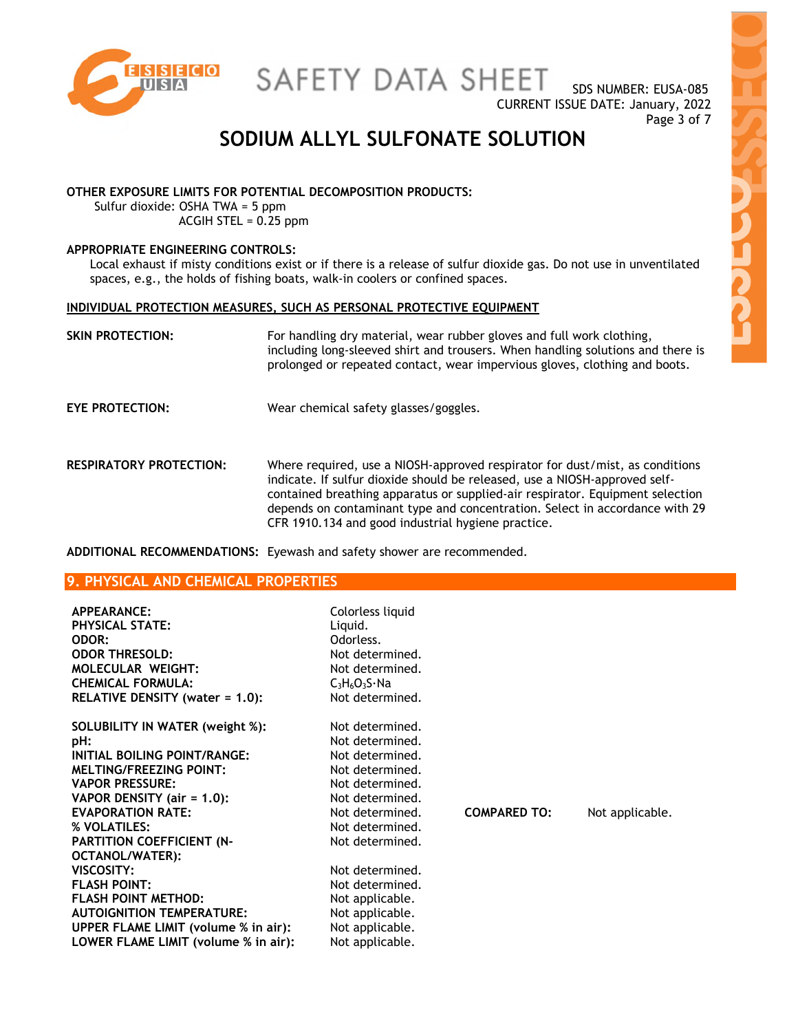**OTHER EXPOSURE LIMITS FOR POTENTIAL DECOMPOSITION PRODUCTS:**

Sulfur dioxide: OSHA TWA = 5 ppm
ACGIH STEL = 0.25 ppm

**APPROPRIATE ENGINEERING CONTROLS:**

Local exhaust if misty conditions exist or if there is a release of sulfur dioxide gas. Do not use in unventilated spaces, e.g., the holds of fishing boats, walk-in coolers or confined spaces.

**INDIVIDUAL PROTECTION MEASURES, SUCH AS PERSONAL PROTECTIVE EQUIPMENT**

**SKIN PROTECTION:** For handling dry material, wear rubber gloves and full work clothing, including long-sleeved shirt and trousers. When handling solutions and there is prolonged or repeated contact, wear impervious gloves, clothing and boots.

**EYE PROTECTION:** Wear chemical safety glasses/goggles.

**RESPIRATORY PROTECTION:** Where required, use a NIOSH-approved respirator for dust/mist, as conditions indicate. If sulfur dioxide should be released, use a NIOSH-approved self-contained breathing apparatus or supplied-air respirator. Equipment selection depends on contaminant type and concentration. Select in accordance with 29 CFR 1910.134 and good industrial hygiene practice.

**ADDITIONAL RECOMMENDATIONS:** Eyewash and safety shower are recommended.

## 9. PHYSICAL AND CHEMICAL PROPERTIES

| Property | Value | | |
|---|---|---|---|
| **APPEARANCE:** | Colorless liquid | | |
| **PHYSICAL STATE:** | Liquid. | | |
| **ODOR:** | Odorless. | | |
| **ODOR THRESOLD:** | Not determined. | | |
| **MOLECULAR WEIGHT:** | Not determined. | | |
| **CHEMICAL FORMULA:** | $C_3H_6O_3S{\cdot}Na$ | | |
| **RELATIVE DENSITY (water = 1.0):** | Not determined. | | |
| **SOLUBILITY IN WATER (weight %):** | Not determined. | | |
| **pH:** | Not determined. | | |
| **INITIAL BOILING POINT/RANGE:** | Not determined. | | |
| **MELTING/FREEZING POINT:** | Not determined. | | |
| **VAPOR PRESSURE:** | Not determined. | | |
| **VAPOR DENSITY (air = 1.0):** | Not determined. | | |
| **EVAPORATION RATE:** | Not determined. | **COMPARED TO:** | Not applicable. |
| **% VOLATILES:** | Not determined. | | |
| **PARTITION COEFFICIENT (N-OCTANOL/WATER):** | Not determined. | | |
| **VISCOSITY:** | Not determined. | | |
| **FLASH POINT:** | Not determined. | | |
| **FLASH POINT METHOD:** | Not applicable. | | |
| **AUTOIGNITION TEMPERATURE:** | Not applicable. | | |
| **UPPER FLAME LIMIT (volume % in air):** | Not applicable. | | |
| **LOWER FLAME LIMIT (volume % in air):** | Not applicable. | | |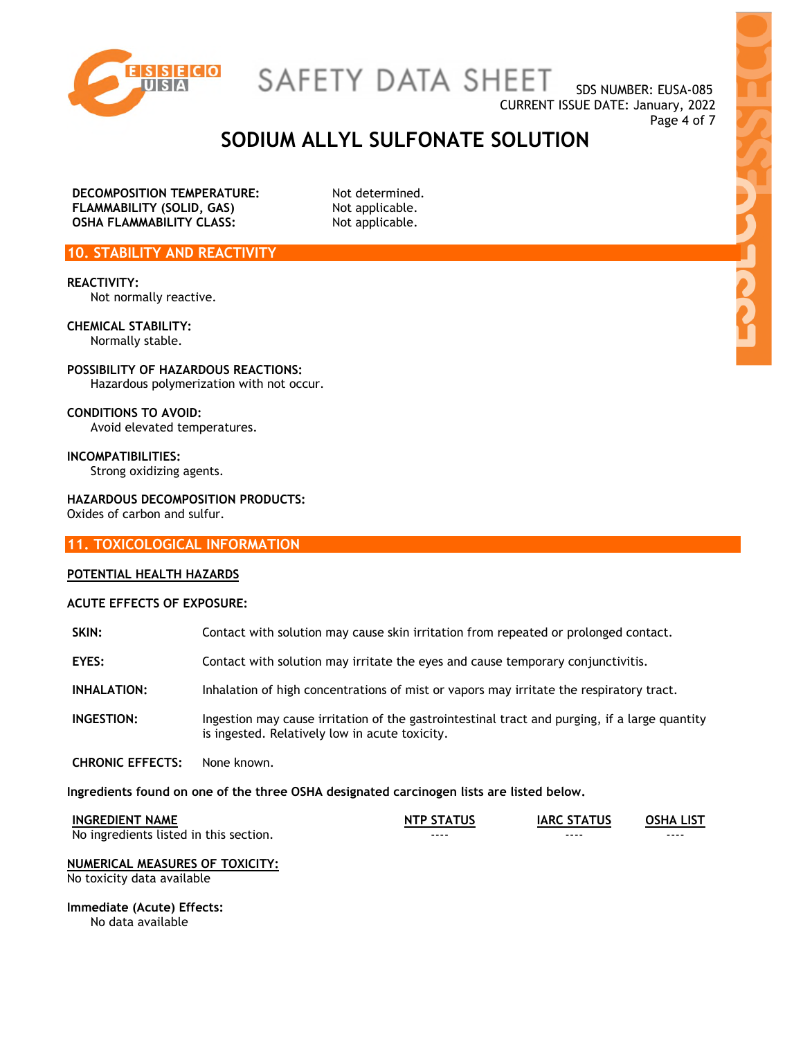**DECOMPOSITION TEMPERATURE:** Not determined.
**FLAMMABILITY (SOLID, GAS)** Not applicable.
**OSHA FLAMMABILITY CLASS:** Not applicable.

## 10. STABILITY AND REACTIVITY

**REACTIVITY:**
Not normally reactive.

**CHEMICAL STABILITY:**
Normally stable.

**POSSIBILITY OF HAZARDOUS REACTIONS:**
Hazardous polymerization with not occur.

**CONDITIONS TO AVOID:**
Avoid elevated temperatures.

**INCOMPATIBILITIES:**
Strong oxidizing agents.

**HAZARDOUS DECOMPOSITION PRODUCTS:**
Oxides of carbon and sulfur.

## 11. TOXICOLOGICAL INFORMATION

**POTENTIAL HEALTH HAZARDS**

**ACUTE EFFECTS OF EXPOSURE:**

**SKIN:** Contact with solution may cause skin irritation from repeated or prolonged contact.

**EYES:** Contact with solution may irritate the eyes and cause temporary conjunctivitis.

**INHALATION:** Inhalation of high concentrations of mist or vapors may irritate the respiratory tract.

**INGESTION:** Ingestion may cause irritation of the gastrointestinal tract and purging, if a large quantity is ingested. Relatively low in acute toxicity.

**CHRONIC EFFECTS:** None known.

**Ingredients found on one of the three OSHA designated carcinogen lists are listed below.**

| INGREDIENT NAME | NTP STATUS | IARC STATUS | OSHA LIST |
|---|---|---|---|
| No ingredients listed in this section. | ---- | ---- | ---- |

**NUMERICAL MEASURES OF TOXICITY:**
No toxicity data available

**Immediate (Acute) Effects:**
No data available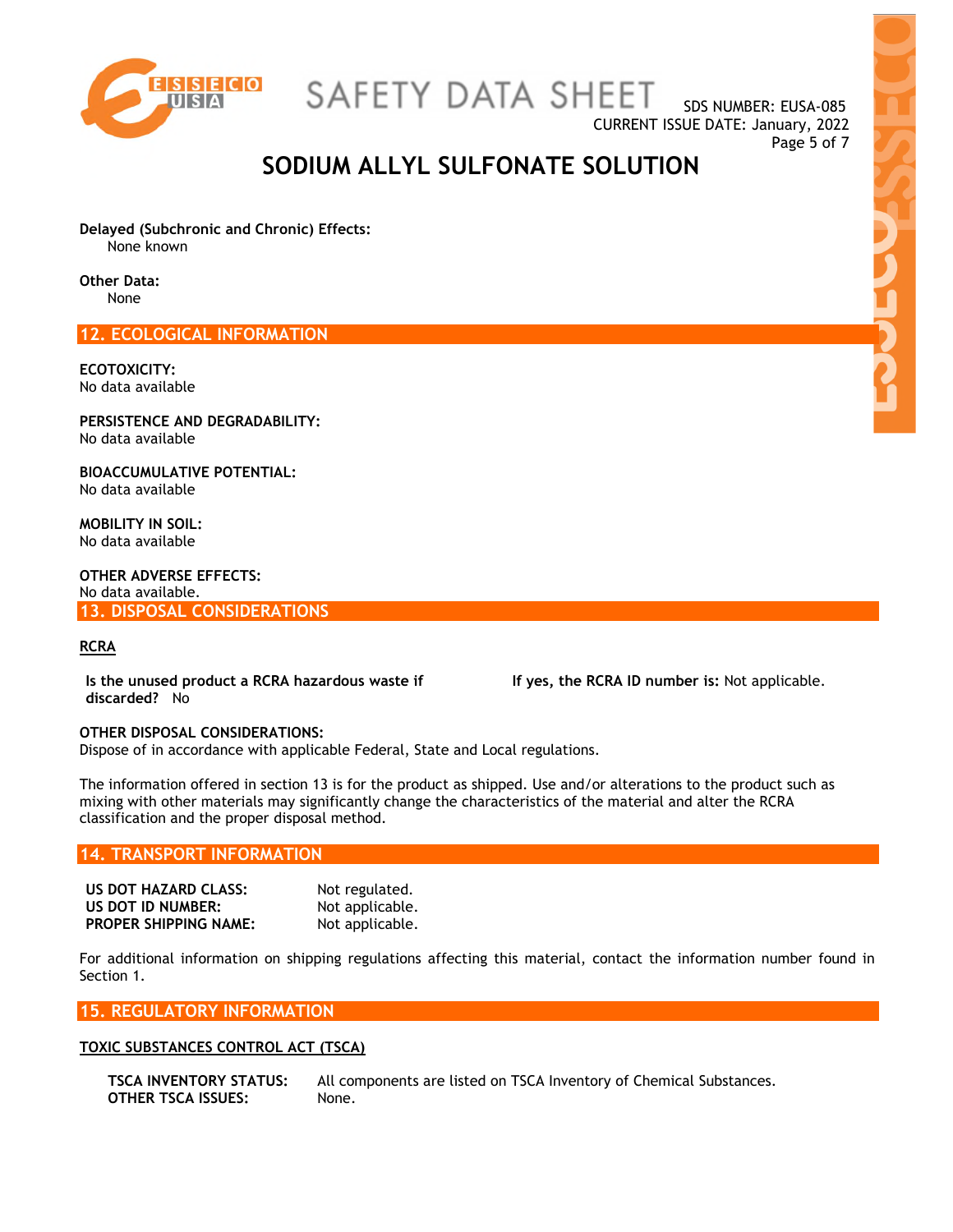**Delayed (Subchronic and Chronic) Effects:**
None known

**Other Data:**
None

## 12. ECOLOGICAL INFORMATION

**ECOTOXICITY:**
No data available

**PERSISTENCE AND DEGRADABILITY:**
No data available

**BIOACCUMULATIVE POTENTIAL:**
No data available

**MOBILITY IN SOIL:**
No data available

**OTHER ADVERSE EFFECTS:**
No data available.

## 13. DISPOSAL CONSIDERATIONS

**RCRA**

**Is the unused product a RCRA hazardous waste if discarded?** No

**If yes, the RCRA ID number is:** Not applicable.

**OTHER DISPOSAL CONSIDERATIONS:**
Dispose of in accordance with applicable Federal, State and Local regulations.

The information offered in section 13 is for the product as shipped. Use and/or alterations to the product such as mixing with other materials may significantly change the characteristics of the material and alter the RCRA classification and the proper disposal method.

## 14. TRANSPORT INFORMATION

| | |
|---|---|
| **US DOT HAZARD CLASS:** | Not regulated. |
| **US DOT ID NUMBER:** | Not applicable. |
| **PROPER SHIPPING NAME:** | Not applicable. |

For additional information on shipping regulations affecting this material, contact the information number found in Section 1.

## 15. REGULATORY INFORMATION

**TOXIC SUBSTANCES CONTROL ACT (TSCA)**

| | |
|---|---|
| **TSCA INVENTORY STATUS:** | All components are listed on TSCA Inventory of Chemical Substances. |
| **OTHER TSCA ISSUES:** | None. |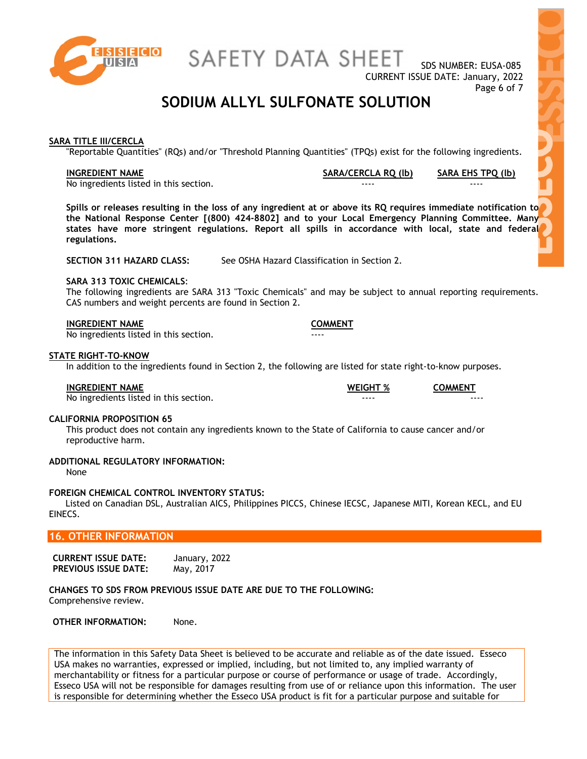**SARA TITLE III/CERCLA**

"Reportable Quantities" (RQs) and/or "Threshold Planning Quantities" (TPQs) exist for the following ingredients.

| INGREDIENT NAME | SARA/CERCLA RQ (lb) | SARA EHS TPQ (lb) |
|---|---|---|
| No ingredients listed in this section. | ---- | ---- |

**Spills or releases resulting in the loss of any ingredient at or above its RQ requires immediate notification to the National Response Center [(800) 424-8802] and to your Local Emergency Planning Committee. Many states have more stringent regulations. Report all spills in accordance with local, state and federal regulations.**

**SECTION 311 HAZARD CLASS:** See OSHA Hazard Classification in Section 2.

**SARA 313 TOXIC CHEMICALS**:

The following ingredients are SARA 313 "Toxic Chemicals" and may be subject to annual reporting requirements. CAS numbers and weight percents are found in Section 2.

| INGREDIENT NAME | COMMENT |
|---|---|
| No ingredients listed in this section. | ---- |

**STATE RIGHT-TO-KNOW**

In addition to the ingredients found in Section 2, the following are listed for state right-to-know purposes.

| INGREDIENT NAME | WEIGHT % | COMMENT |
|---|---|---|
| No ingredients listed in this section. | ---- | ---- |

**CALIFORNIA PROPOSITION 65**

This product does not contain any ingredients known to the State of California to cause cancer and/or reproductive harm.

**ADDITIONAL REGULATORY INFORMATION:**

None

**FOREIGN CHEMICAL CONTROL INVENTORY STATUS:**

Listed on Canadian DSL, Australian AICS, Philippines PICCS, Chinese IECSC, Japanese MITI, Korean KECL, and EU EINECS.

## 16. OTHER INFORMATION

**CURRENT ISSUE DATE:** January, 2022
**PREVIOUS ISSUE DATE:** May, 2017

**CHANGES TO SDS FROM PREVIOUS ISSUE DATE ARE DUE TO THE FOLLOWING:**
Comprehensive review.

**OTHER INFORMATION:** None.

The information in this Safety Data Sheet is believed to be accurate and reliable as of the date issued. Esseco USA makes no warranties, expressed or implied, including, but not limited to, any implied warranty of merchantability or fitness for a particular purpose or course of performance or usage of trade. Accordingly, Esseco USA will not be responsible for damages resulting from use of or reliance upon this information. The user is responsible for determining whether the Esseco USA product is fit for a particular purpose and suitable for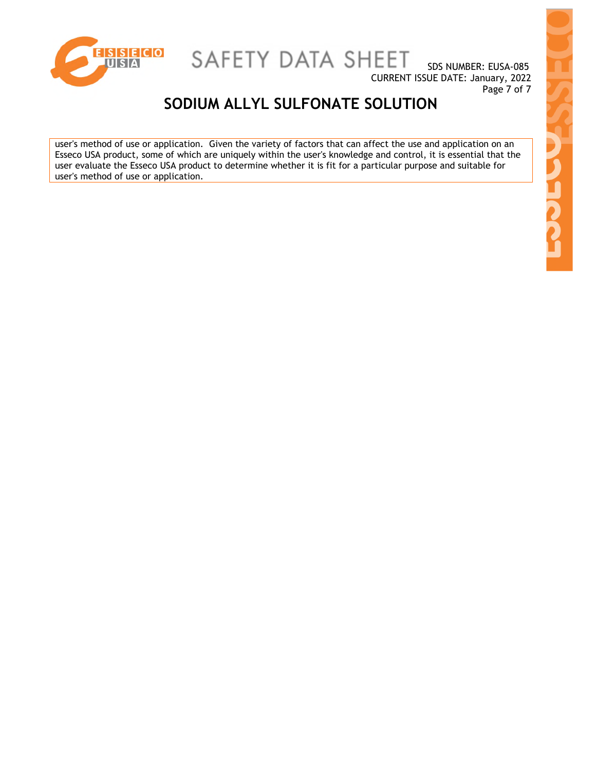user's method of use or application. Given the variety of factors that can affect the use and application on an Esseco USA product, some of which are uniquely within the user's knowledge and control, it is essential that the user evaluate the Esseco USA product to determine whether it is fit for a particular purpose and suitable for user's method of use or application.